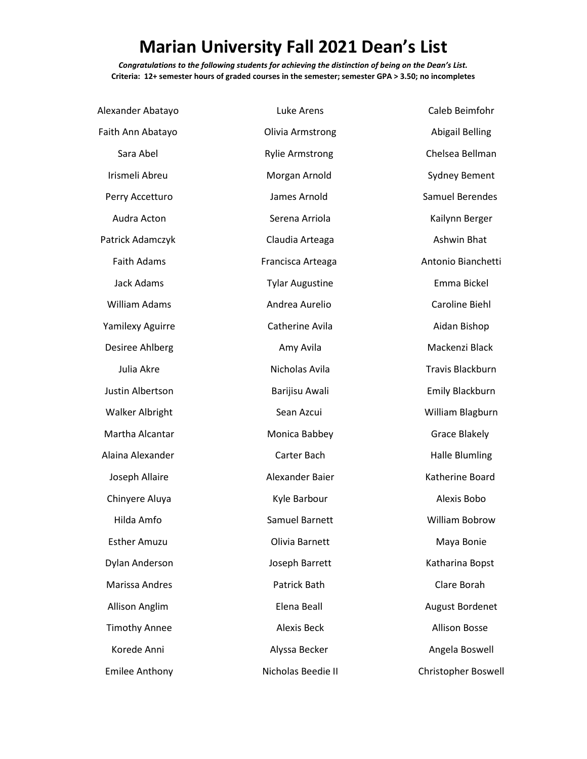# Marian University Fall 2021 Dean's List

***Congratulations to the following students for achieving the distinction of being on the Dean's List.***

**Criteria: 12+ semester hours of graded courses in the semester; semester GPA > 3.50; no incompletes**

Alexander Abatayo
Faith Ann Abatayo
Sara Abel
Irismeli Abreu
Perry Accetturo
Audra Acton
Patrick Adamczyk
Faith Adams
Jack Adams
William Adams
Yamilexy Aguirre
Desiree Ahlberg
Julia Akre
Justin Albertson
Walker Albright
Martha Alcantar
Alaina Alexander
Joseph Allaire
Chinyere Aluya
Hilda Amfo
Esther Amuzu
Dylan Anderson
Marissa Andres
Allison Anglim
Timothy Annee
Korede Anni
Emilee Anthony
Luke Arens
Olivia Armstrong
Rylie Armstrong
Morgan Arnold
James Arnold
Serena Arriola
Claudia Arteaga
Francisca Arteaga
Tylar Augustine
Andrea Aurelio
Catherine Avila
Amy Avila
Nicholas Avila
Barijisu Awali
Sean Azcui
Monica Babbey
Carter Bach
Alexander Baier
Kyle Barbour
Samuel Barnett
Olivia Barnett
Joseph Barrett
Patrick Bath
Elena Beall
Alexis Beck
Alyssa Becker
Nicholas Beedie II
Caleb Beimfohr
Abigail Belling
Chelsea Bellman
Sydney Bement
Samuel Berendes
Kailynn Berger
Ashwin Bhat
Antonio Bianchetti
Emma Bickel
Caroline Biehl
Aidan Bishop
Mackenzi Black
Travis Blackburn
Emily Blackburn
William Blagburn
Grace Blakely
Halle Blumling
Katherine Board
Alexis Bobo
William Bobrow
Maya Bonie
Katharina Bopst
Clare Borah
August Bordenet
Allison Bosse
Angela Boswell
Christopher Boswell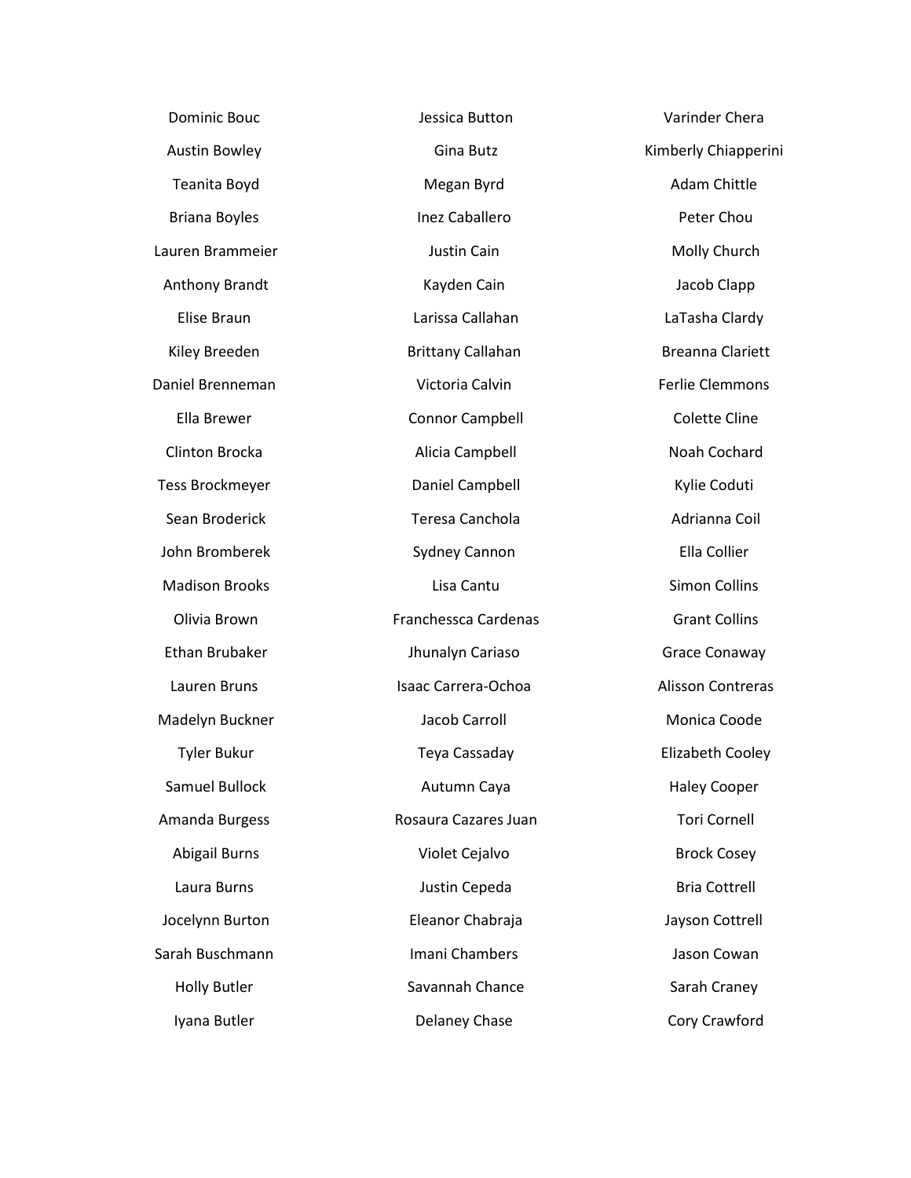Dominic Bouc
Austin Bowley
Teanita Boyd
Briana Boyles
Lauren Brammeier
Anthony Brandt
Elise Braun
Kiley Breeden
Daniel Brenneman
Ella Brewer
Clinton Brocka
Tess Brockmeyer
Sean Broderick
John Bromberek
Madison Brooks
Olivia Brown
Ethan Brubaker
Lauren Bruns
Madelyn Buckner
Tyler Bukur
Samuel Bullock
Amanda Burgess
Abigail Burns
Laura Burns
Jocelynn Burton
Sarah Buschmann
Holly Butler
Iyana Butler

Jessica Button
Gina Butz
Megan Byrd
Inez Caballero
Justin Cain
Kayden Cain
Larissa Callahan
Brittany Callahan
Victoria Calvin
Connor Campbell
Alicia Campbell
Daniel Campbell
Teresa Canchola
Sydney Cannon
Lisa Cantu
Franchessca Cardenas
Jhunalyn Cariaso
Isaac Carrera-Ochoa
Jacob Carroll
Teya Cassaday
Autumn Caya
Rosaura Cazares Juan
Violet Cejalvo
Justin Cepeda
Eleanor Chabraja
Imani Chambers
Savannah Chance
Delaney Chase

Varinder Chera
Kimberly Chiapperini
Adam Chittle
Peter Chou
Molly Church
Jacob Clapp
LaTasha Clardy
Breanna Clariett
Ferlie Clemmons
Colette Cline
Noah Cochard
Kylie Coduti
Adrianna Coil
Ella Collier
Simon Collins
Grant Collins
Grace Conaway
Alisson Contreras
Monica Coode
Elizabeth Cooley
Haley Cooper
Tori Cornell
Brock Cosey
Bria Cottrell
Jayson Cottrell
Jason Cowan
Sarah Craney
Cory Crawford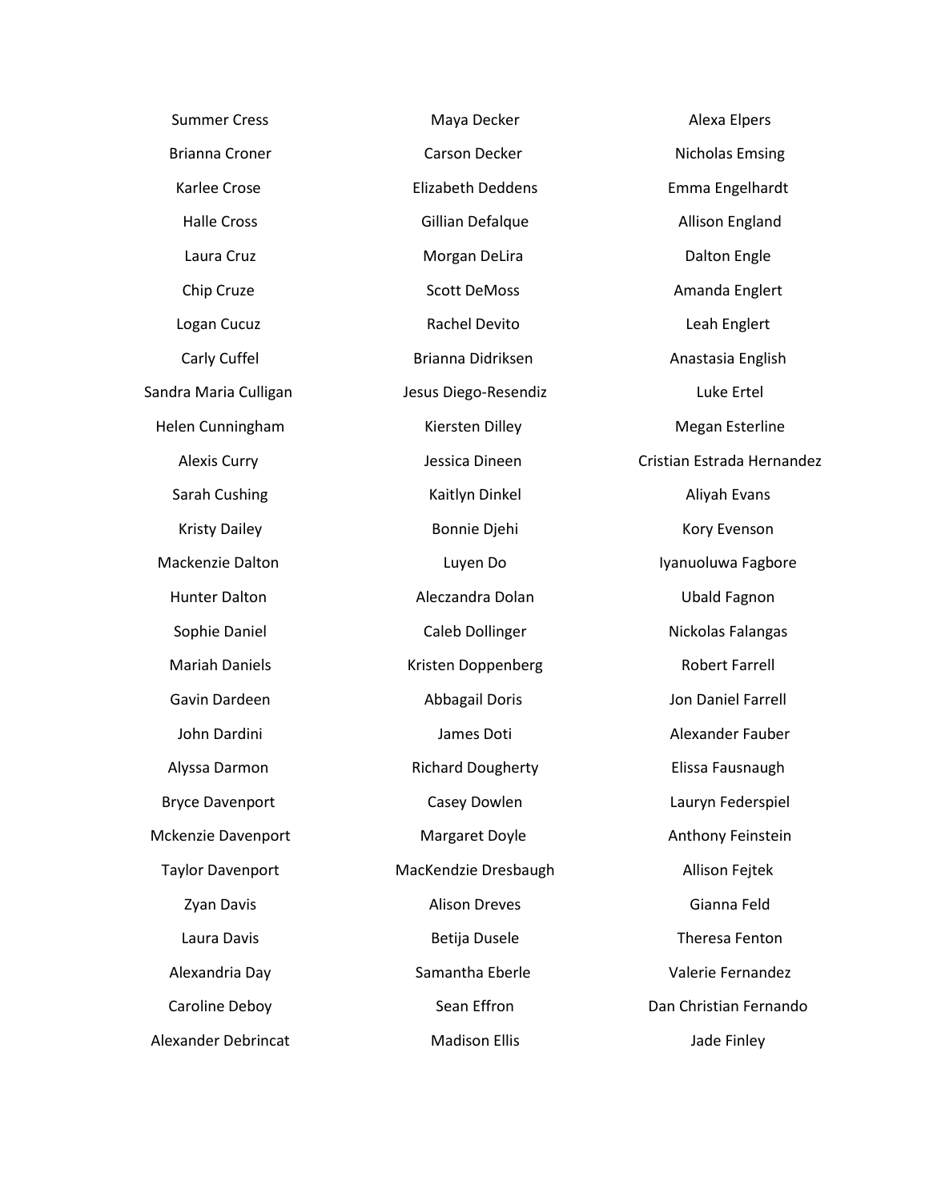Summer Cress
Brianna Croner
Karlee Crose
Halle Cross
Laura Cruz
Chip Cruze
Logan Cucuz
Carly Cuffel
Sandra Maria Culligan
Helen Cunningham
Alexis Curry
Sarah Cushing
Kristy Dailey
Mackenzie Dalton
Hunter Dalton
Sophie Daniel
Mariah Daniels
Gavin Dardeen
John Dardini
Alyssa Darmon
Bryce Davenport
Mckenzie Davenport
Taylor Davenport
Zyan Davis
Laura Davis
Alexandria Day
Caroline Deboy
Alexander Debrincat

Maya Decker
Carson Decker
Elizabeth Deddens
Gillian Defalque
Morgan DeLira
Scott DeMoss
Rachel Devito
Brianna Didriksen
Jesus Diego-Resendiz
Kiersten Dilley
Jessica Dineen
Kaitlyn Dinkel
Bonnie Djehi
Luyen Do
Aleczandra Dolan
Caleb Dollinger
Kristen Doppenberg
Abbagail Doris
James Doti
Richard Dougherty
Casey Dowlen
Margaret Doyle
MacKendzie Dresbaugh
Alison Dreves
Betija Dusele
Samantha Eberle
Sean Effron
Madison Ellis

Alexa Elpers
Nicholas Emsing
Emma Engelhardt
Allison England
Dalton Engle
Amanda Englert
Leah Englert
Anastasia English
Luke Ertel
Megan Esterline
Cristian Estrada Hernandez
Aliyah Evans
Kory Evenson
Iyanuoluwa Fagbore
Ubald Fagnon
Nickolas Falangas
Robert Farrell
Jon Daniel Farrell
Alexander Fauber
Elissa Fausnaugh
Lauryn Federspiel
Anthony Feinstein
Allison Fejtek
Gianna Feld
Theresa Fenton
Valerie Fernandez
Dan Christian Fernando
Jade Finley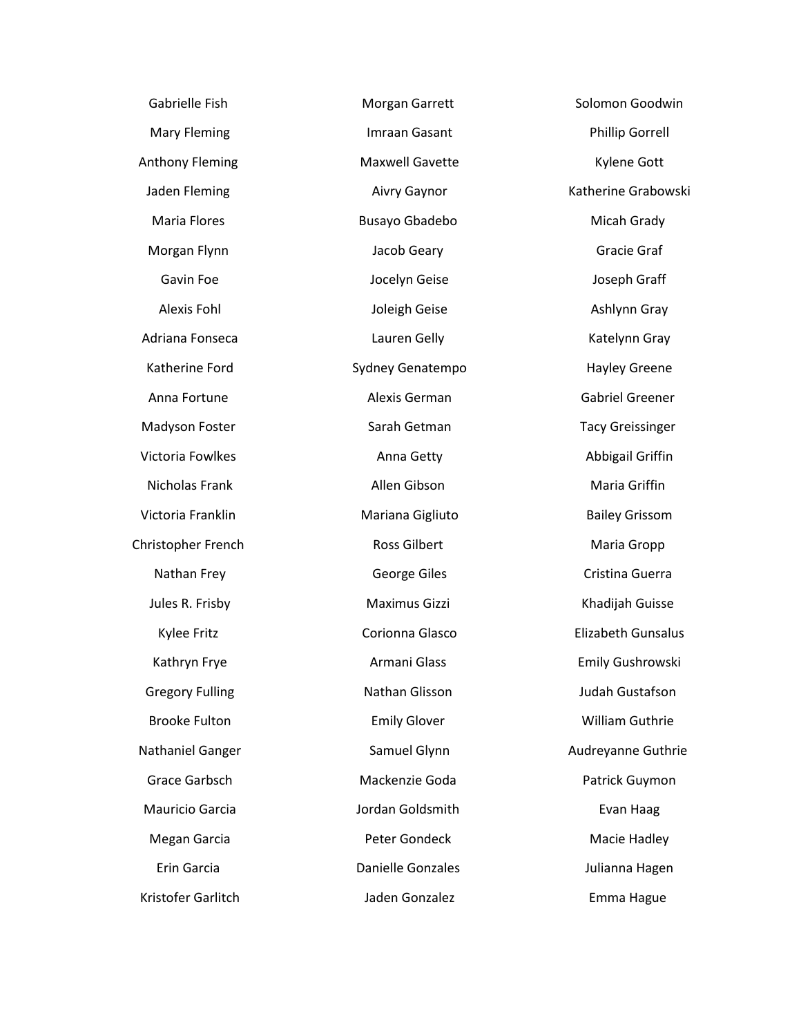Gabrielle Fish
Mary Fleming
Anthony Fleming
Jaden Fleming
Maria Flores
Morgan Flynn
Gavin Foe
Alexis Fohl
Adriana Fonseca
Katherine Ford
Anna Fortune
Madyson Foster
Victoria Fowlkes
Nicholas Frank
Victoria Franklin
Christopher French
Nathan Frey
Jules R. Frisby
Kylee Fritz
Kathryn Frye
Gregory Fulling
Brooke Fulton
Nathaniel Ganger
Grace Garbsch
Mauricio Garcia
Megan Garcia
Erin Garcia
Kristofer Garlitch

Morgan Garrett
Imraan Gasant
Maxwell Gavette
Aivry Gaynor
Busayo Gbadebo
Jacob Geary
Jocelyn Geise
Joleigh Geise
Lauren Gelly
Sydney Genatempo
Alexis German
Sarah Getman
Anna Getty
Allen Gibson
Mariana Gigliuto
Ross Gilbert
George Giles
Maximus Gizzi
Corionna Glasco
Armani Glass
Nathan Glisson
Emily Glover
Samuel Glynn
Mackenzie Goda
Jordan Goldsmith
Peter Gondeck
Danielle Gonzales
Jaden Gonzalez

Solomon Goodwin
Phillip Gorrell
Kylene Gott
Katherine Grabowski
Micah Grady
Gracie Graf
Joseph Graff
Ashlynn Gray
Katelynn Gray
Hayley Greene
Gabriel Greener
Tacy Greissinger
Abbigail Griffin
Maria Griffin
Bailey Grissom
Maria Gropp
Cristina Guerra
Khadijah Guisse
Elizabeth Gunsalus
Emily Gushrowski
Judah Gustafson
William Guthrie
Audreyanne Guthrie
Patrick Guymon
Evan Haag
Macie Hadley
Julianna Hagen
Emma Hague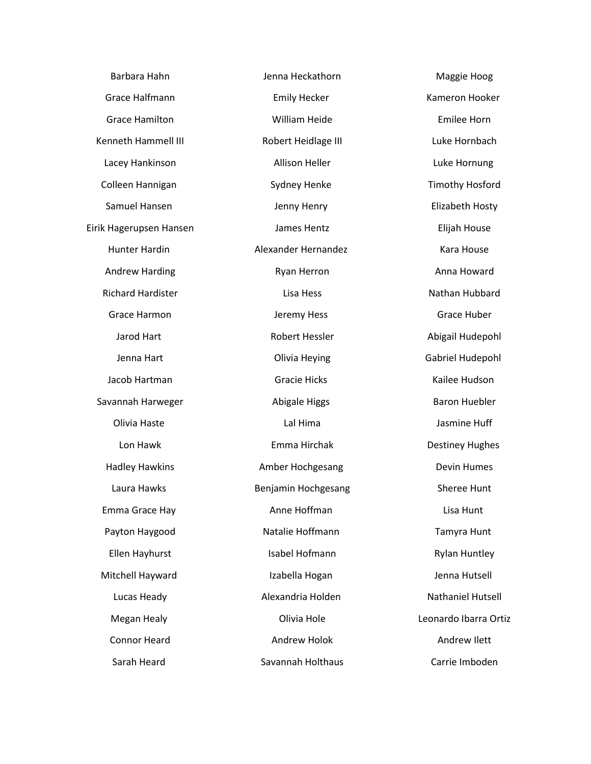Barbara Hahn
Grace Halfmann
Grace Hamilton
Kenneth Hammell III
Lacey Hankinson
Colleen Hannigan
Samuel Hansen
Eirik Hagerupsen Hansen
Hunter Hardin
Andrew Harding
Richard Hardister
Grace Harmon
Jarod Hart
Jenna Hart
Jacob Hartman
Savannah Harweger
Olivia Haste
Lon Hawk
Hadley Hawkins
Laura Hawks
Emma Grace Hay
Payton Haygood
Ellen Hayhurst
Mitchell Hayward
Lucas Heady
Megan Healy
Connor Heard
Sarah Heard

Jenna Heckathorn
Emily Hecker
William Heide
Robert Heidlage III
Allison Heller
Sydney Henke
Jenny Henry
James Hentz
Alexander Hernandez
Ryan Herron
Lisa Hess
Jeremy Hess
Robert Hessler
Olivia Heying
Gracie Hicks
Abigale Higgs
Lal Hima
Emma Hirchak
Amber Hochgesang
Benjamin Hochgesang
Anne Hoffman
Natalie Hoffmann
Isabel Hofmann
Izabella Hogan
Alexandria Holden
Olivia Hole
Andrew Holok
Savannah Holthaus

Maggie Hoog
Kameron Hooker
Emilee Horn
Luke Hornbach
Luke Hornung
Timothy Hosford
Elizabeth Hosty
Elijah House
Kara House
Anna Howard
Nathan Hubbard
Grace Huber
Abigail Hudepohl
Gabriel Hudepohl
Kailee Hudson
Baron Huebler
Jasmine Huff
Destiney Hughes
Devin Humes
Sheree Hunt
Lisa Hunt
Tamyra Hunt
Rylan Huntley
Jenna Hutsell
Nathaniel Hutsell
Leonardo Ibarra Ortiz
Andrew Ilett
Carrie Imboden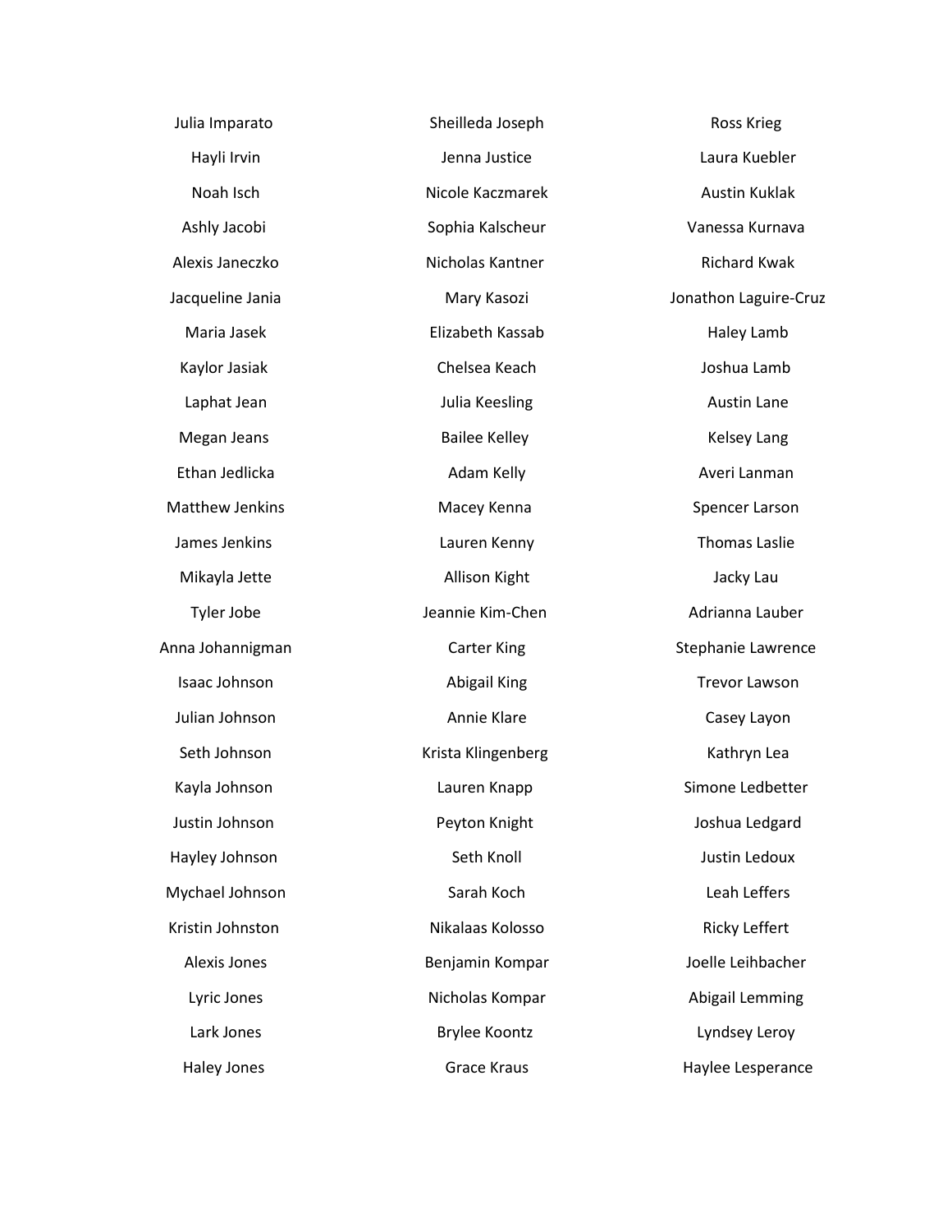Julia Imparato

Hayli Irvin

Noah Isch

Ashly Jacobi

Alexis Janeczko

Jacqueline Jania

Maria Jasek

Kaylor Jasiak

Laphat Jean

Megan Jeans

Ethan Jedlicka

Matthew Jenkins

James Jenkins

Mikayla Jette

Tyler Jobe

Anna Johannigman

Isaac Johnson

Julian Johnson

Seth Johnson

Kayla Johnson

Justin Johnson

Hayley Johnson

Mychael Johnson

Kristin Johnston

Alexis Jones

Lyric Jones

Lark Jones

Haley Jones

Sheilleda Joseph

Jenna Justice

Nicole Kaczmarek

Sophia Kalscheur

Nicholas Kantner

Mary Kasozi

Elizabeth Kassab

Chelsea Keach

Julia Keesling

Bailee Kelley

Adam Kelly

Macey Kenna

Lauren Kenny

Allison Kight

Jeannie Kim-Chen

Carter King

Abigail King

Annie Klare

Krista Klingenberg

Lauren Knapp

Peyton Knight

Seth Knoll

Sarah Koch

Nikalaas Kolosso

Benjamin Kompar

Nicholas Kompar

Brylee Koontz

Grace Kraus

Ross Krieg

Laura Kuebler

Austin Kuklak

Vanessa Kurnava

Richard Kwak

Jonathon Laguire-Cruz

Haley Lamb

Joshua Lamb

Austin Lane

Kelsey Lang

Averi Lanman

Spencer Larson

Thomas Laslie

Jacky Lau

Adrianna Lauber

Stephanie Lawrence

Trevor Lawson

Casey Layon

Kathryn Lea

Simone Ledbetter

Joshua Ledgard

Justin Ledoux

Leah Leffers

Ricky Leffert

Joelle Leihbacher

Abigail Lemming

Lyndsey Leroy

Haylee Lesperance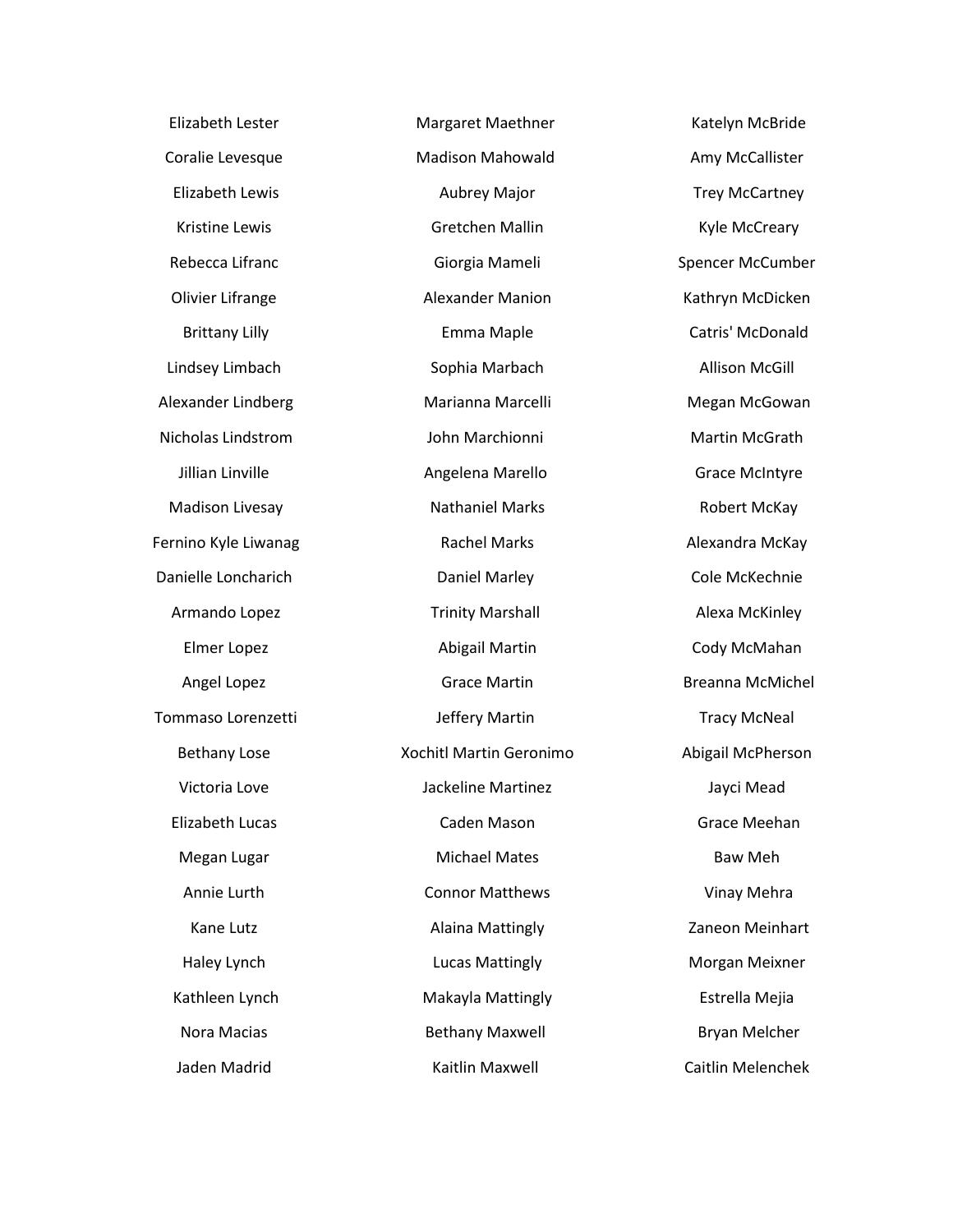Elizabeth Lester
Coralie Levesque
Elizabeth Lewis
Kristine Lewis
Rebecca Lifranc
Olivier Lifrange
Brittany Lilly
Lindsey Limbach
Alexander Lindberg
Nicholas Lindstrom
Jillian Linville
Madison Livesay
Fernino Kyle Liwanag
Danielle Loncharich
Armando Lopez
Elmer Lopez
Angel Lopez
Tommaso Lorenzetti
Bethany Lose
Victoria Love
Elizabeth Lucas
Megan Lugar
Annie Lurth
Kane Lutz
Haley Lynch
Kathleen Lynch
Nora Macias
Jaden Madrid

Margaret Maethner
Madison Mahowald
Aubrey Major
Gretchen Mallin
Giorgia Mameli
Alexander Manion
Emma Maple
Sophia Marbach
Marianna Marcelli
John Marchionni
Angelena Marello
Nathaniel Marks
Rachel Marks
Daniel Marley
Trinity Marshall
Abigail Martin
Grace Martin
Jeffery Martin
Xochitl Martin Geronimo
Jackeline Martinez
Caden Mason
Michael Mates
Connor Matthews
Alaina Mattingly
Lucas Mattingly
Makayla Mattingly
Bethany Maxwell
Kaitlin Maxwell

Katelyn McBride
Amy McCallister
Trey McCartney
Kyle McCreary
Spencer McCumber
Kathryn McDicken
Catris' McDonald
Allison McGill
Megan McGowan
Martin McGrath
Grace McIntyre
Robert McKay
Alexandra McKay
Cole McKechnie
Alexa McKinley
Cody McMahan
Breanna McMichel
Tracy McNeal
Abigail McPherson
Jayci Mead
Grace Meehan
Baw Meh
Vinay Mehra
Zaneon Meinhart
Morgan Meixner
Estrella Mejia
Bryan Melcher
Caitlin Melenchek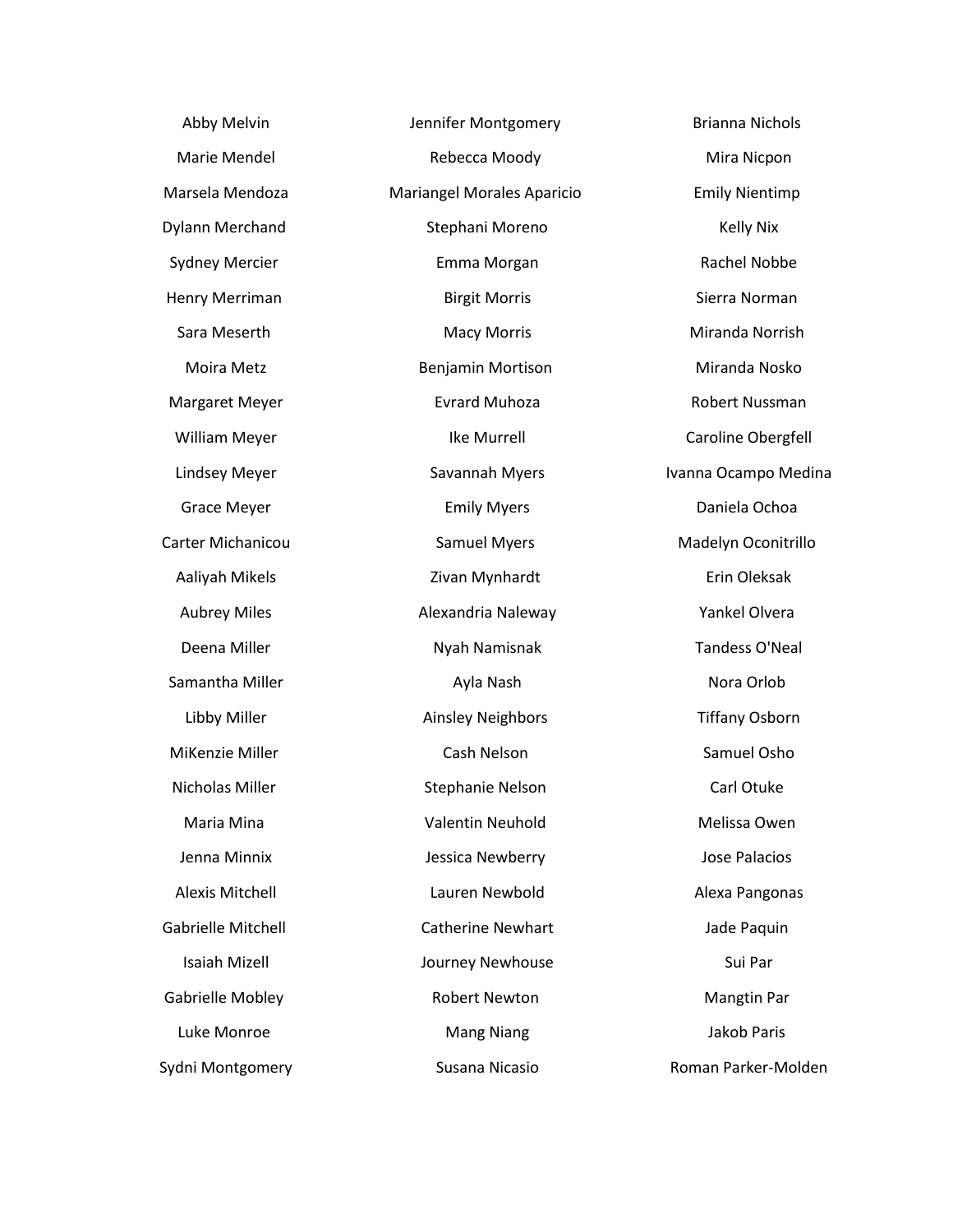Abby Melvin

Marie Mendel

Marsela Mendoza

Dylann Merchand

Sydney Mercier

Henry Merriman

Sara Meserth

Moira Metz

Margaret Meyer

William Meyer

Lindsey Meyer

Grace Meyer

Carter Michanicou

Aaliyah Mikels

Aubrey Miles

Deena Miller

Samantha Miller

Libby Miller

MiKenzie Miller

Nicholas Miller

Maria Mina

Jenna Minnix

Alexis Mitchell

Gabrielle Mitchell

Isaiah Mizell

Gabrielle Mobley

Luke Monroe

Sydni Montgomery

Jennifer Montgomery

Rebecca Moody

Mariangel Morales Aparicio

Stephani Moreno

Emma Morgan

Birgit Morris

Macy Morris

Benjamin Mortison

Evrard Muhoza

Ike Murrell

Savannah Myers

Emily Myers

Samuel Myers

Zivan Mynhardt

Alexandria Naleway

Nyah Namisnak

Ayla Nash

Ainsley Neighbors

Cash Nelson

Stephanie Nelson

Valentin Neuhold

Jessica Newberry

Lauren Newbold

Catherine Newhart

Journey Newhouse

Robert Newton

Mang Niang

Susana Nicasio

Brianna Nichols

Mira Nicpon

Emily Nientimp

Kelly Nix

Rachel Nobbe

Sierra Norman

Miranda Norrish

Miranda Nosko

Robert Nussman

Caroline Obergfell

Ivanna Ocampo Medina

Daniela Ochoa

Madelyn Oconitrillo

Erin Oleksak

Yankel Olvera

Tandess O'Neal

Nora Orlob

Tiffany Osborn

Samuel Osho

Carl Otuke

Melissa Owen

Jose Palacios

Alexa Pangonas

Jade Paquin

Sui Par

Mangtin Par

Jakob Paris

Roman Parker-Molden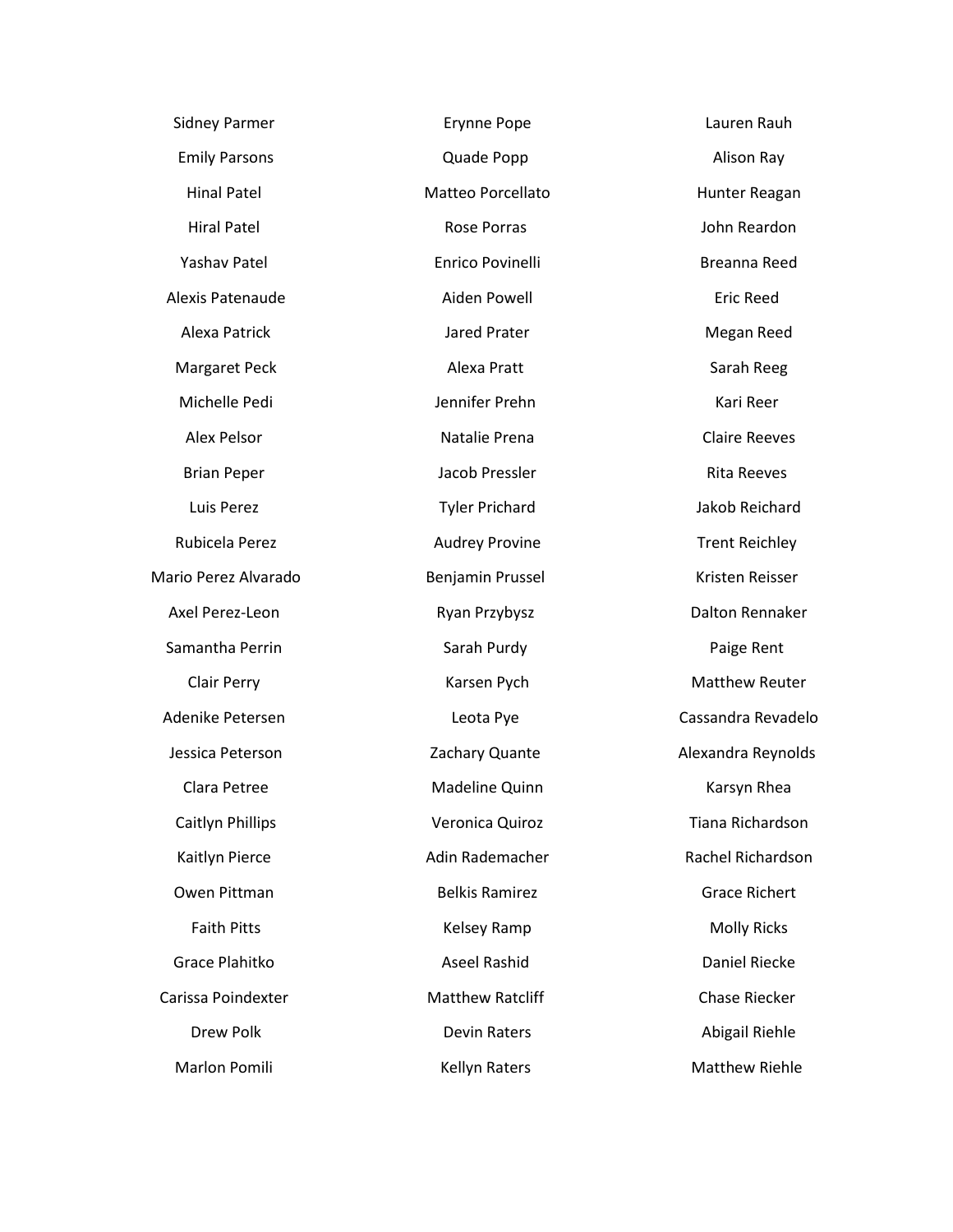Sidney Parmer

Emily Parsons

Hinal Patel

Hiral Patel

Yashav Patel

Alexis Patenaude

Alexa Patrick

Margaret Peck

Michelle Pedi

Alex Pelsor

Brian Peper

Luis Perez

Rubicela Perez

Mario Perez Alvarado

Axel Perez-Leon

Samantha Perrin

Clair Perry

Adenike Petersen

Jessica Peterson

Clara Petree

Caitlyn Phillips

Kaitlyn Pierce

Owen Pittman

Faith Pitts

Grace Plahitko

Carissa Poindexter

Drew Polk

Marlon Pomili

Erynne Pope

Quade Popp

Matteo Porcellato

Rose Porras

Enrico Povinelli

Aiden Powell

Jared Prater

Alexa Pratt

Jennifer Prehn

Natalie Prena

Jacob Pressler

Tyler Prichard

Audrey Provine

Benjamin Prussel

Ryan Przybysz

Sarah Purdy

Karsen Pych

Leota Pye

Zachary Quante

Madeline Quinn

Veronica Quiroz

Adin Rademacher

Belkis Ramirez

Kelsey Ramp

Aseel Rashid

Matthew Ratcliff

Devin Raters

Kellyn Raters

Lauren Rauh

Alison Ray

Hunter Reagan

John Reardon

Breanna Reed

Eric Reed

Megan Reed

Sarah Reeg

Kari Reer

Claire Reeves

Rita Reeves

Jakob Reichard

Trent Reichley

Kristen Reisser

Dalton Rennaker

Paige Rent

Matthew Reuter

Cassandra Revadelo

Alexandra Reynolds

Karsyn Rhea

Tiana Richardson

Rachel Richardson

Grace Richert

Molly Ricks

Daniel Riecke

Chase Riecker

Abigail Riehle

Matthew Riehle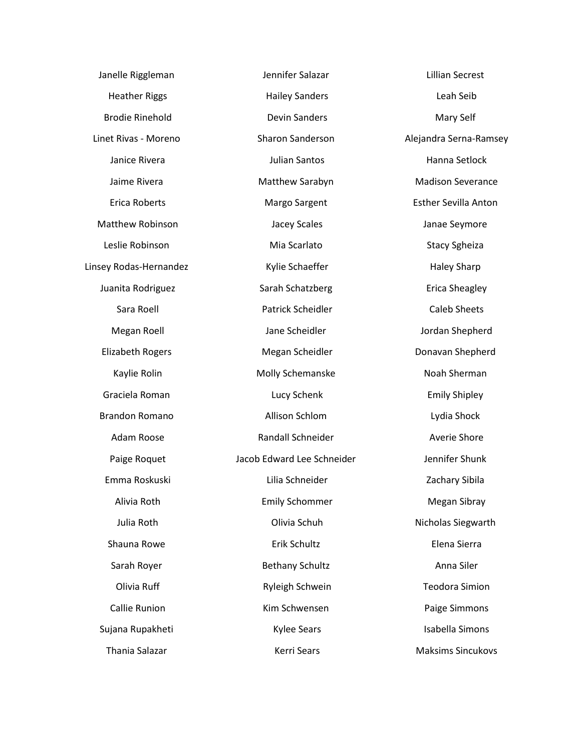Janelle Riggleman

Heather Riggs

Brodie Rinehold

Linet Rivas - Moreno

Janice Rivera

Jaime Rivera

Erica Roberts

Matthew Robinson

Leslie Robinson

Linsey Rodas-Hernandez

Juanita Rodriguez

Sara Roell

Megan Roell

Elizabeth Rogers

Kaylie Rolin

Graciela Roman

Brandon Romano

Adam Roose

Paige Roquet

Emma Roskuski

Alivia Roth

Julia Roth

Shauna Rowe

Sarah Royer

Olivia Ruff

Callie Runion

Sujana Rupakheti

Thania Salazar

Jennifer Salazar

Hailey Sanders

Devin Sanders

Sharon Sanderson

Julian Santos

Matthew Sarabyn

Margo Sargent

Jacey Scales

Mia Scarlato

Kylie Schaeffer

Sarah Schatzberg

Patrick Scheidler

Jane Scheidler

Megan Scheidler

Molly Schemanske

Lucy Schenk

Allison Schlom

Randall Schneider

Jacob Edward Lee Schneider

Lilia Schneider

Emily Schommer

Olivia Schuh

Erik Schultz

Bethany Schultz

Ryleigh Schwein

Kim Schwensen

Kylee Sears

Kerri Sears

Lillian Secrest

Leah Seib

Mary Self

Alejandra Serna-Ramsey

Hanna Setlock

Madison Severance

Esther Sevilla Anton

Janae Seymore

Stacy Sgheiza

Haley Sharp

Erica Sheagley

Caleb Sheets

Jordan Shepherd

Donavan Shepherd

Noah Sherman

Emily Shipley

Lydia Shock

Averie Shore

Jennifer Shunk

Zachary Sibila

Megan Sibray

Nicholas Siegwarth

Elena Sierra

Anna Siler

Teodora Simion

Paige Simmons

Isabella Simons

Maksims Sincukovs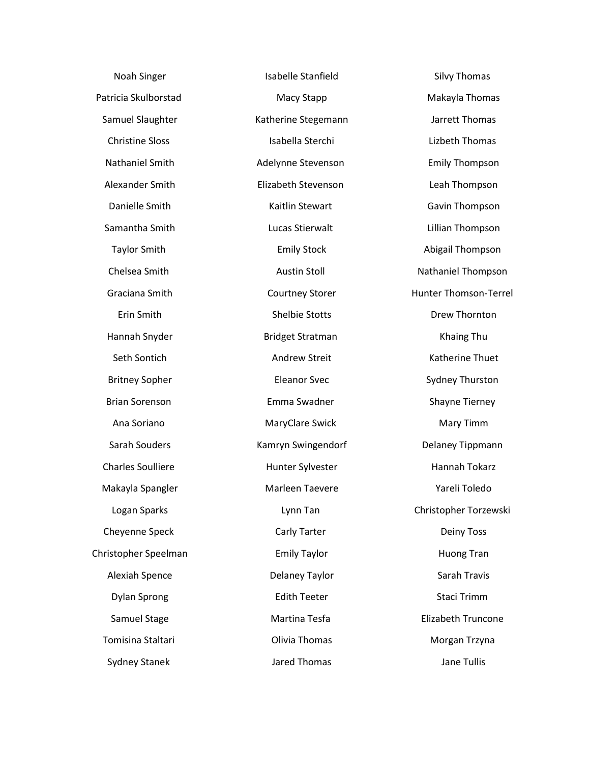Noah Singer
Patricia Skulborstad
Samuel Slaughter
Christine Sloss
Nathaniel Smith
Alexander Smith
Danielle Smith
Samantha Smith
Taylor Smith
Chelsea Smith
Graciana Smith
Erin Smith
Hannah Snyder
Seth Sontich
Britney Sopher
Brian Sorenson
Ana Soriano
Sarah Souders
Charles Soulliere
Makayla Spangler
Logan Sparks
Cheyenne Speck
Christopher Speelman
Alexiah Spence
Dylan Sprong
Samuel Stage
Tomisina Staltari
Sydney Stanek

Isabelle Stanfield
Macy Stapp
Katherine Stegemann
Isabella Sterchi
Adelynne Stevenson
Elizabeth Stevenson
Kaitlin Stewart
Lucas Stierwalt
Emily Stock
Austin Stoll
Courtney Storer
Shelbie Stotts
Bridget Stratman
Andrew Streit
Eleanor Svec
Emma Swadner
MaryClare Swick
Kamryn Swingendorf
Hunter Sylvester
Marleen Taevere
Lynn Tan
Carly Tarter
Emily Taylor
Delaney Taylor
Edith Teeter
Martina Tesfa
Olivia Thomas
Jared Thomas

Silvy Thomas
Makayla Thomas
Jarrett Thomas
Lizbeth Thomas
Emily Thompson
Leah Thompson
Gavin Thompson
Lillian Thompson
Abigail Thompson
Nathaniel Thompson
Hunter Thomson-Terrel
Drew Thornton
Khaing Thu
Katherine Thuet
Sydney Thurston
Shayne Tierney
Mary Timm
Delaney Tippmann
Hannah Tokarz
Yareli Toledo
Christopher Torzewski
Deiny Toss
Huong Tran
Sarah Travis
Staci Trimm
Elizabeth Truncone
Morgan Trzyna
Jane Tullis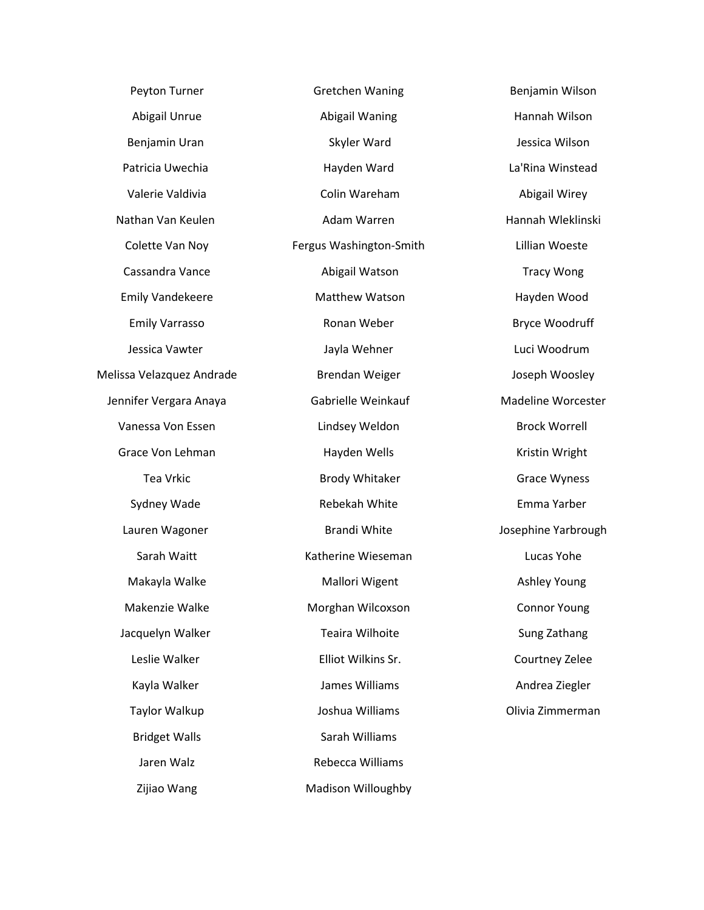Peyton Turner

Abigail Unrue

Benjamin Uran

Patricia Uwechia

Valerie Valdivia

Nathan Van Keulen

Colette Van Noy

Cassandra Vance

Emily Vandekeere

Emily Varrasso

Jessica Vawter

Melissa Velazquez Andrade

Jennifer Vergara Anaya

Vanessa Von Essen

Grace Von Lehman

Tea Vrkic

Sydney Wade

Lauren Wagoner

Sarah Waitt

Makayla Walke

Makenzie Walke

Jacquelyn Walker

Leslie Walker

Kayla Walker

Taylor Walkup

Bridget Walls

Jaren Walz

Zijiao Wang

Gretchen Waning

Abigail Waning

Skyler Ward

Hayden Ward

Colin Wareham

Adam Warren

Fergus Washington-Smith

Abigail Watson

Matthew Watson

Ronan Weber

Jayla Wehner

Brendan Weiger

Gabrielle Weinkauf

Lindsey Weldon

Hayden Wells

Brody Whitaker

Rebekah White

Brandi White

Katherine Wieseman

Mallori Wigent

Morghan Wilcoxson

Teaira Wilhoite

Elliot Wilkins Sr.

James Williams

Joshua Williams

Sarah Williams

Rebecca Williams

Madison Willoughby

Benjamin Wilson

Hannah Wilson

Jessica Wilson

La'Rina Winstead

Abigail Wirey

Hannah Wleklinski

Lillian Woeste

Tracy Wong

Hayden Wood

Bryce Woodruff

Luci Woodrum

Joseph Woosley

Madeline Worcester

Brock Worrell

Kristin Wright

Grace Wyness

Emma Yarber

Josephine Yarbrough

Lucas Yohe

Ashley Young

Connor Young

Sung Zathang

Courtney Zelee

Andrea Ziegler

Olivia Zimmerman